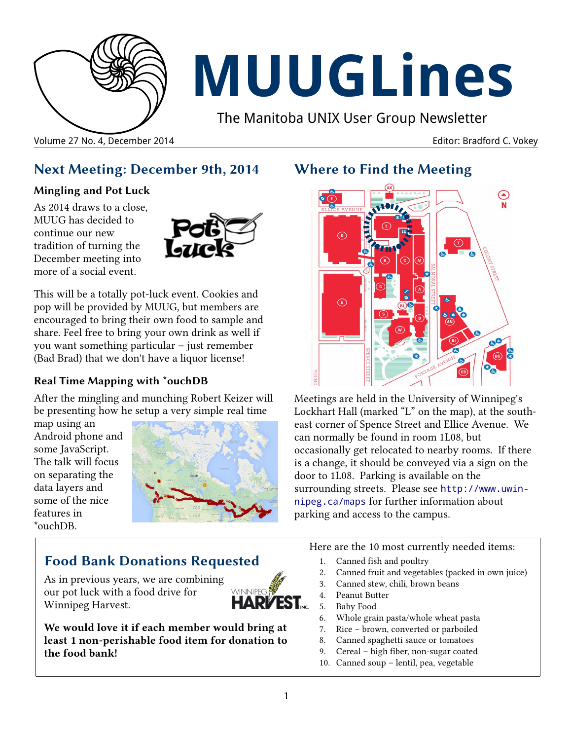# MUUGLines

The Manitoba UNIX User Group Newsletter

Volume 27 No. 4, December 2014 — Editor: Bradford C. Vokey

## Next Meeting: December 9th, 2014

### Mingling and Pot Luck

As 2014 draws to a close, MUUG has decided to continue our new tradition of turning the December meeting into more of a social event.

This will be a totally pot-luck event. Cookies and pop will be provided by MUUG, but members are encouraged to bring their own food to sample and share. Feel free to bring your own drink as well if you want something particular – just remember (Bad Brad) that we don't have a liquor license!

### Real Time Mapping with *ouchDB

After the mingling and munching Robert Keizer will be presenting how he setup a very simple real time map using an Android phone and some JavaScript. The talk will focus on separating the data layers and some of the nice features in *ouchDB.

## Where to Find the Meeting

Meetings are held in the University of Winnipeg's Lockhart Hall (marked "L" on the map), at the south-east corner of Spence Street and Ellice Avenue. We can normally be found in room 1L08, but occasionally get relocated to nearby rooms. If there is a change, it should be conveyed via a sign on the door to 1L08. Parking is available on the surrounding streets. Please see http://www.uwinnipeg.ca/maps for further information about parking and access to the campus.

## Food Bank Donations Requested

As in previous years, we are combining our pot luck with a food drive for Winnipeg Harvest.

**We would love it if each member would bring at least 1 non-perishable food item for donation to the food bank!**

Here are the 10 most currently needed items:

1. Canned fish and poultry
2. Canned fruit and vegetables (packed in own juice)
3. Canned stew, chili, brown beans
4. Peanut Butter
5. Baby Food
6. Whole grain pasta/whole wheat pasta
7. Rice – brown, converted or parboiled
8. Canned spaghetti sauce or tomatoes
9. Cereal – high fiber, non-sugar coated
10. Canned soup – lentil, pea, vegetable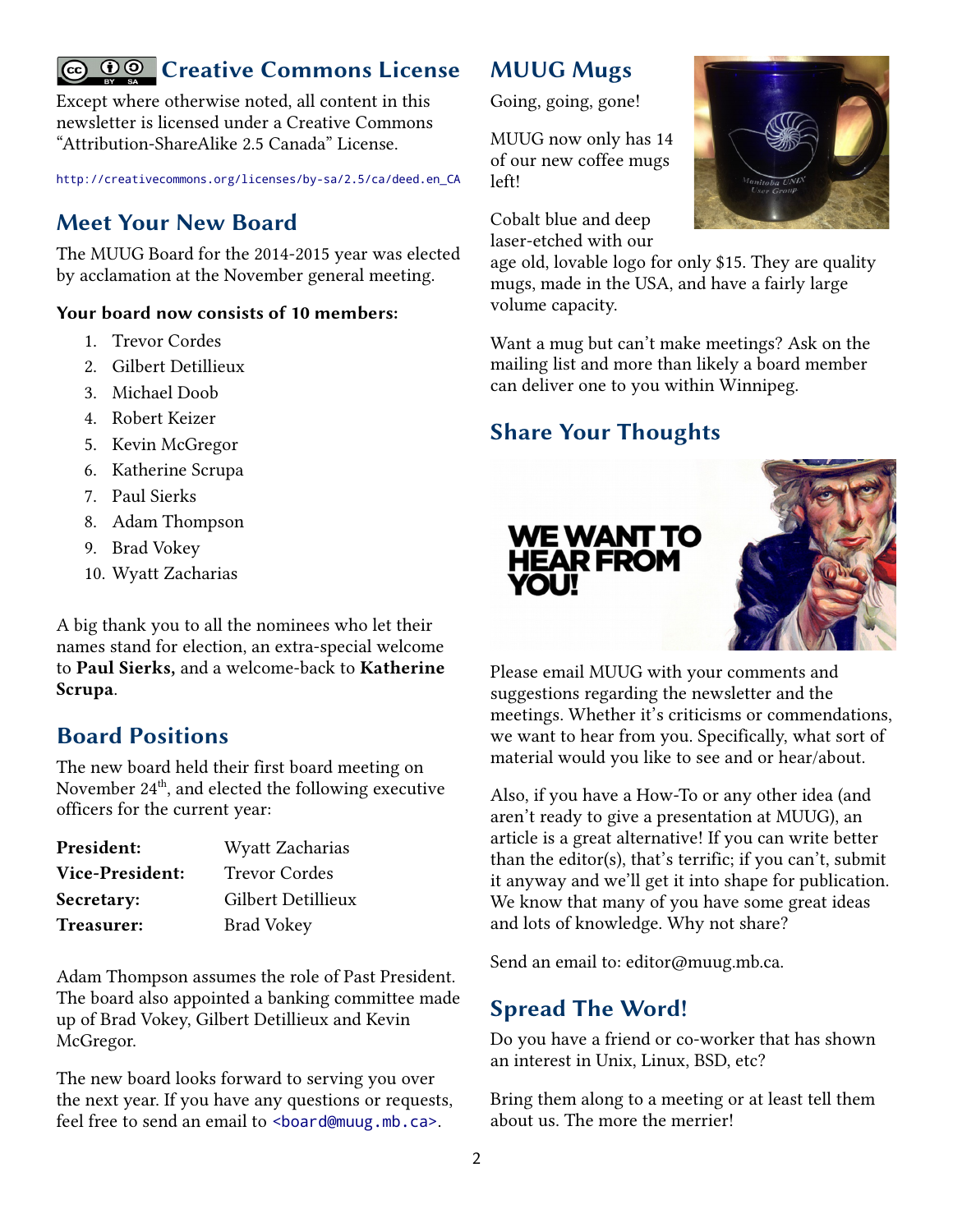## Creative Commons License

Except where otherwise noted, all content in this newsletter is licensed under a Creative Commons "Attribution-ShareAlike 2.5 Canada" License.

http://creativecommons.org/licenses/by-sa/2.5/ca/deed.en_CA

## Meet Your New Board

The MUUG Board for the 2014-2015 year was elected by acclamation at the November general meeting.

**Your board now consists of 10 members:**

1. Trevor Cordes
2. Gilbert Detillieux
3. Michael Doob
4. Robert Keizer
5. Kevin McGregor
6. Katherine Scrupa
7. Paul Sierks
8. Adam Thompson
9. Brad Vokey
10. Wyatt Zacharias

A big thank you to all the nominees who let their names stand for election, an extra-special welcome to **Paul Sierks,** and a welcome-back to **Katherine Scrupa**.

## Board Positions

The new board held their first board meeting on November 24th, and elected the following executive officers for the current year:

| | |
|---|---|
| **President:** | Wyatt Zacharias |
| **Vice-President:** | Trevor Cordes |
| **Secretary:** | Gilbert Detillieux |
| **Treasurer:** | Brad Vokey |

Adam Thompson assumes the role of Past President. The board also appointed a banking committee made up of Brad Vokey, Gilbert Detillieux and Kevin McGregor.

The new board looks forward to serving you over the next year. If you have any questions or requests, feel free to send an email to <board@muug.mb.ca>.

## MUUG Mugs

Going, going, gone!

MUUG now only has 14 of our new coffee mugs left!

Cobalt blue and deep laser-etched with our age old, lovable logo for only $15. They are quality mugs, made in the USA, and have a fairly large volume capacity.

Want a mug but can't make meetings? Ask on the mailing list and more than likely a board member can deliver one to you within Winnipeg.

## Share Your Thoughts

Please email MUUG with your comments and suggestions regarding the newsletter and the meetings. Whether it's criticisms or commendations, we want to hear from you. Specifically, what sort of material would you like to see and or hear/about.

Also, if you have a How-To or any other idea (and aren't ready to give a presentation at MUUG), an article is a great alternative! If you can write better than the editor(s), that's terrific; if you can't, submit it anyway and we'll get it into shape for publication. We know that many of you have some great ideas and lots of knowledge. Why not share?

Send an email to: editor@muug.mb.ca.

## Spread The Word!

Do you have a friend or co-worker that has shown an interest in Unix, Linux, BSD, etc?

Bring them along to a meeting or at least tell them about us. The more the merrier!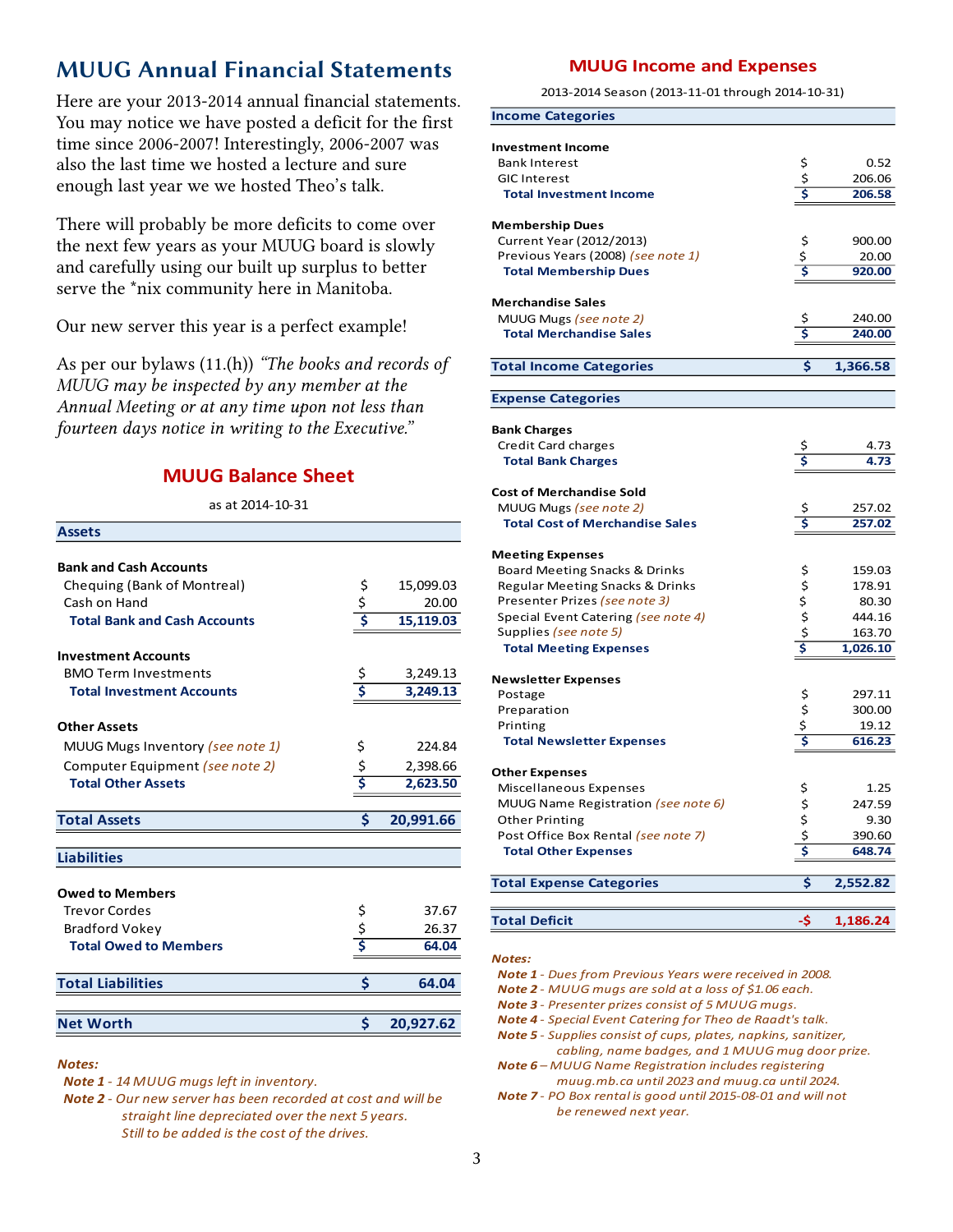# MUUG Annual Financial Statements

Here are your 2013-2014 annual financial statements. You may notice we have posted a deficit for the first time since 2006-2007! Interestingly, 2006-2007 was also the last time we hosted a lecture and sure enough last year we we hosted Theo's talk.

There will probably be more deficits to come over the next few years as your MUUG board is slowly and carefully using our built up surplus to better serve the *nix community here in Manitoba.

Our new server this year is a perfect example!

As per our bylaws (11.(h)) *"The books and records of MUUG may be inspected by any member at the Annual Meeting or at any time upon not less than fourteen days notice in writing to the Executive."*

## MUUG Balance Sheet

as at 2014-10-31

| | | |
|---|---|---|
| **Assets** | | |
| **Bank and Cash Accounts** | | |
| Chequing (Bank of Montreal) | $ | 15,099.03 |
| Cash on Hand | $ | 20.00 |
| **Total Bank and Cash Accounts** | **$** | **15,119.03** |
| **Investment Accounts** | | |
| BMO Term Investments | $ | 3,249.13 |
| **Total Investment Accounts** | **$** | **3,249.13** |
| **Other Assets** | | |
| MUUG Mugs Inventory *(see note 1)* | $ | 224.84 |
| Computer Equipment *(see note 2)* | $ | 2,398.66 |
| **Total Other Assets** | **$** | **2,623.50** |
| **Total Assets** | **$** | **20,991.66** |
| **Liabilities** | | |
| **Owed to Members** | | |
| Trevor Cordes | $ | 37.67 |
| Bradford Vokey | $ | 26.37 |
| **Total Owed to Members** | **$** | **64.04** |
| **Total Liabilities** | **$** | **64.04** |
| **Net Worth** | **$** | **20,927.62** |

***Notes:***

***Note 1*** *- 14 MUUG mugs left in inventory.*

***Note 2*** *- Our new server has been recorded at cost and will be straight line depreciated over the next 5 years. Still to be added is the cost of the drives.*

## MUUG Income and Expenses

2013-2014 Season (2013-11-01 through 2014-10-31)

| | | |
|---|---|---|
| **Income Categories** | | |
| **Investment Income** | | |
| Bank Interest | $ | 0.52 |
| GIC Interest | $ | 206.06 |
| **Total Investment Income** | **$** | **206.58** |
| **Membership Dues** | | |
| Current Year (2012/2013) | $ | 900.00 |
| Previous Years (2008) *(see note 1)* | $ | 20.00 |
| **Total Membership Dues** | **$** | **920.00** |
| **Merchandise Sales** | | |
| MUUG Mugs *(see note 2)* | $ | 240.00 |
| **Total Merchandise Sales** | **$** | **240.00** |
| **Total Income Categories** | **$** | **1,366.58** |
| **Expense Categories** | | |
| **Bank Charges** | | |
| Credit Card charges | $ | 4.73 |
| **Total Bank Charges** | **$** | **4.73** |
| **Cost of Merchandise Sold** | | |
| MUUG Mugs *(see note 2)* | $ | 257.02 |
| **Total Cost of Merchandise Sales** | **$** | **257.02** |
| **Meeting Expenses** | | |
| Board Meeting Snacks & Drinks | $ | 159.03 |
| Regular Meeting Snacks & Drinks | $ | 178.91 |
| Presenter Prizes *(see note 3)* | $ | 80.30 |
| Special Event Catering *(see note 4)* | $ | 444.16 |
| Supplies *(see note 5)* | $ | 163.70 |
| **Total Meeting Expenses** | **$** | **1,026.10** |
| **Newsletter Expenses** | | |
| Postage | $ | 297.11 |
| Preparation | $ | 300.00 |
| Printing | $ | 19.12 |
| **Total Newsletter Expenses** | **$** | **616.23** |
| **Other Expenses** | | |
| Miscellaneous Expenses | $ | 1.25 |
| MUUG Name Registration *(see note 6)* | $ | 247.59 |
| Other Printing | $ | 9.30 |
| Post Office Box Rental *(see note 7)* | $ | 390.60 |
| **Total Other Expenses** | **$** | **648.74** |
| **Total Expense Categories** | **$** | **2,552.82** |
| **Total Deficit** | **-$** | **1,186.24** |

***Notes:***

***Note 1*** *- Dues from Previous Years were received in 2008.*

***Note 2*** *- MUUG mugs are sold at a loss of $1.06 each.*

***Note 3*** *- Presenter prizes consist of 5 MUUG mugs.*

***Note 4*** *- Special Event Catering for Theo de Raadt's talk.*

***Note 5*** *- Supplies consist of cups, plates, napkins, sanitizer, cabling, name badges, and 1 MUUG mug door prize.*

***Note 6*** *– MUUG Name Registration includes registering muug.mb.ca until 2023 and muug.ca until 2024.*

***Note 7*** *- PO Box rental is good until 2015-08-01 and will not be renewed next year.*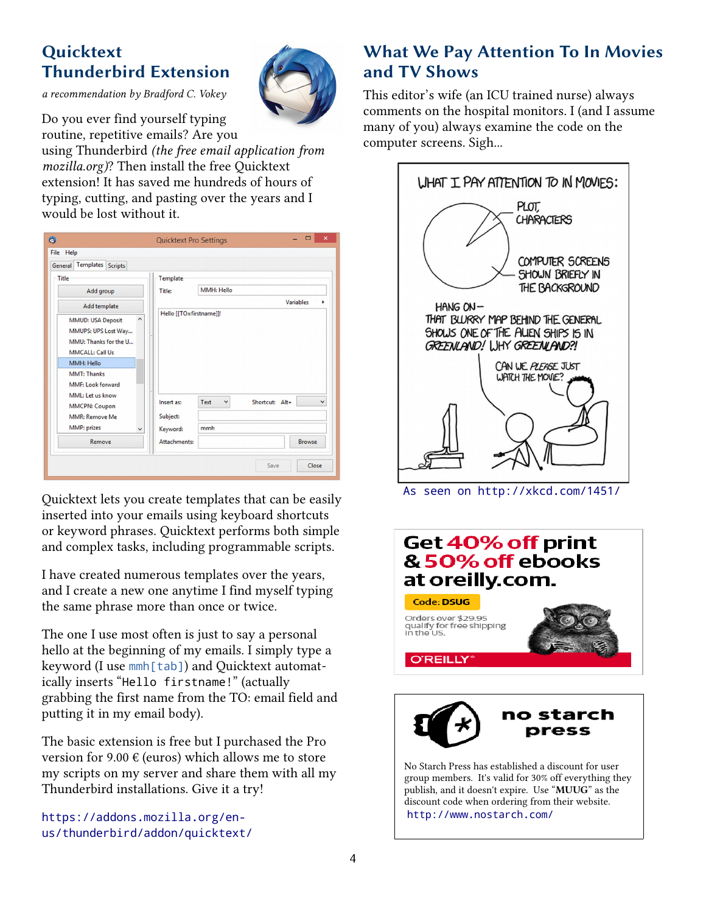# Quicktext Thunderbird Extension

*a recommendation by Bradford C. Vokey*

Do you ever find yourself typing routine, repetitive emails? Are you using Thunderbird *(the free email application from mozilla.org)*? Then install the free Quicktext extension! It has saved me hundreds of hours of typing, cutting, and pasting over the years and I would be lost without it.

Quicktext lets you create templates that can be easily inserted into your emails using keyboard shortcuts or keyword phrases. Quicktext performs both simple and complex tasks, including programmable scripts.

I have created numerous templates over the years, and I create a new one anytime I find myself typing the same phrase more than once or twice.

The one I use most often is just to say a personal hello at the beginning of my emails. I simply type a keyword (I use `mmh[tab]`) and Quicktext automatically inserts "`Hello firstname!`" (actually grabbing the first name from the TO: email field and putting it in my email body).

The basic extension is free but I purchased the Pro version for 9.00 € (euros) which allows me to store my scripts on my server and share them with all my Thunderbird installations. Give it a try!

https://addons.mozilla.org/en-us/thunderbird/addon/quicktext/

# What We Pay Attention To In Movies and TV Shows

This editor's wife (an ICU trained nurse) always comments on the hospital monitors. I (and I assume many of you) always examine the code on the computer screens. Sigh...

As seen on http://xkcd.com/1451/

Get 40% off print & 50% off ebooks at oreilly.com.

Code: DSUG

Orders over $29.95 qualify for free shipping in the US.

O'REILLY

no starch press

No Starch Press has established a discount for user group members. It's valid for 30% off everything they publish, and it doesn't expire. Use "**MUUG**" as the discount code when ordering from their website.
http://www.nostarch.com/